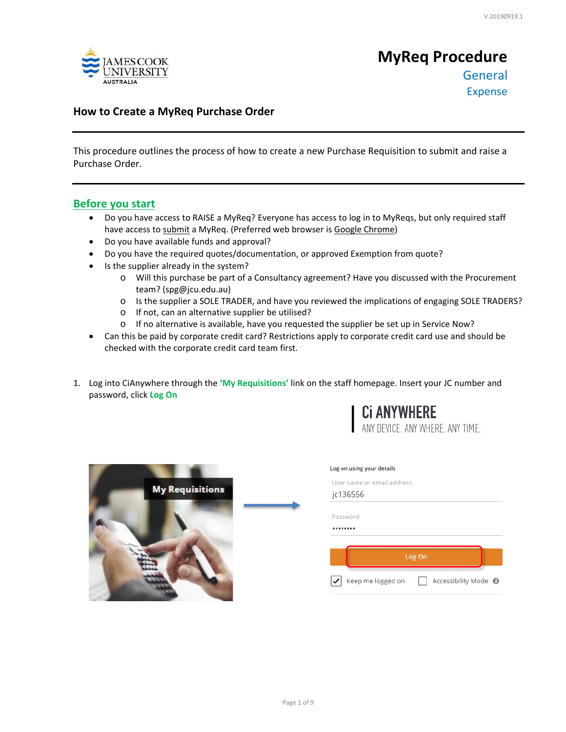# MyReq Procedure

General

Expense

## How to Create a MyReq Purchase Order

This procedure outlines the process of how to create a new Purchase Requisition to submit and raise a Purchase Order.

## Before you start

- Do you have access to RAISE a MyReq? Everyone has access to log in to MyReqs, but only required staff have access to submit a MyReq. (Preferred web browser is Google Chrome)
- Do you have available funds and approval?
- Do you have the required quotes/documentation, or approved Exemption from quote?
- Is the supplier already in the system?
  - Will this purchase be part of a Consultancy agreement? Have you discussed with the Procurement team? (spg@jcu.edu.au)
  - Is the supplier a SOLE TRADER, and have you reviewed the implications of engaging SOLE TRADERS?
  - If not, can an alternative supplier be utilised?
  - If no alternative is available, have you requested the supplier be set up in Service Now?
- Can this be paid by corporate credit card? Restrictions apply to corporate credit card use and should be checked with the corporate credit card team first.

1. Log into CiAnywhere through the **'My Requisitions'** link on the staff homepage. Insert your JC number and password, click **Log On**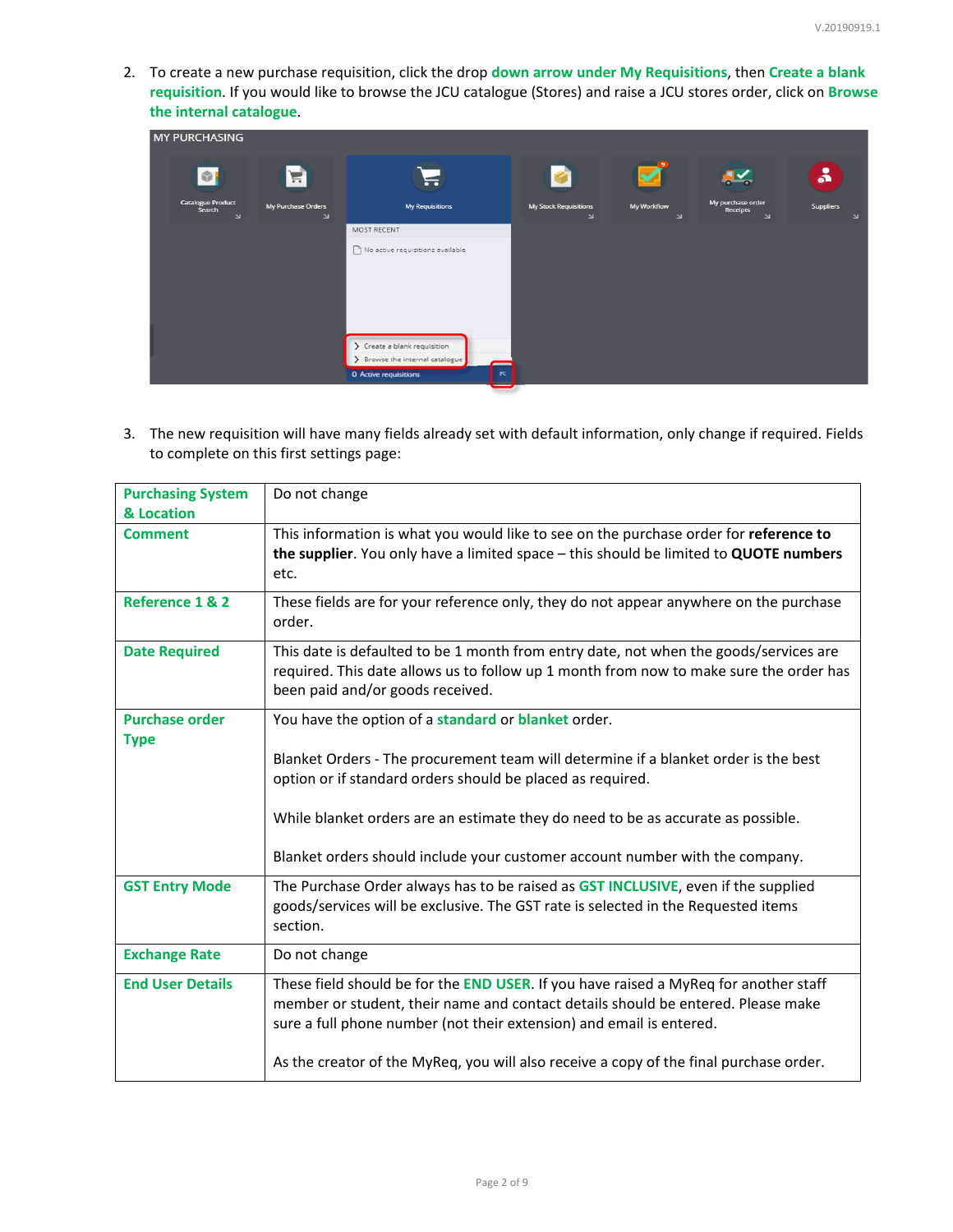2. To create a new purchase requisition, click the drop **down arrow under My Requisitions**, then **Create a blank requisition**. If you would like to browse the JCU catalogue (Stores) and raise a JCU stores order, click on **Browse the internal catalogue**.

3. The new requisition will have many fields already set with default information, only change if required. Fields to complete on this first settings page:

| | |
|---|---|
| **Purchasing System & Location** | Do not change |
| **Comment** | This information is what you would like to see on the purchase order for **reference to the supplier**. You only have a limited space – this should be limited to **QUOTE numbers** etc. |
| **Reference 1 & 2** | These fields are for your reference only, they do not appear anywhere on the purchase order. |
| **Date Required** | This date is defaulted to be 1 month from entry date, not when the goods/services are required. This date allows us to follow up 1 month from now to make sure the order has been paid and/or goods received. |
| **Purchase order Type** | You have the option of a **standard** or **blanket** order.<br><br>Blanket Orders - The procurement team will determine if a blanket order is the best option or if standard orders should be placed as required.<br><br>While blanket orders are an estimate they do need to be as accurate as possible.<br><br>Blanket orders should include your customer account number with the company. |
| **GST Entry Mode** | The Purchase Order always has to be raised as **GST INCLUSIVE**, even if the supplied goods/services will be exclusive. The GST rate is selected in the Requested items section. |
| **Exchange Rate** | Do not change |
| **End User Details** | These field should be for the **END USER**. If you have raised a MyReq for another staff member or student, their name and contact details should be entered. Please make sure a full phone number (not their extension) and email is entered.<br><br>As the creator of the MyReq, you will also receive a copy of the final purchase order. |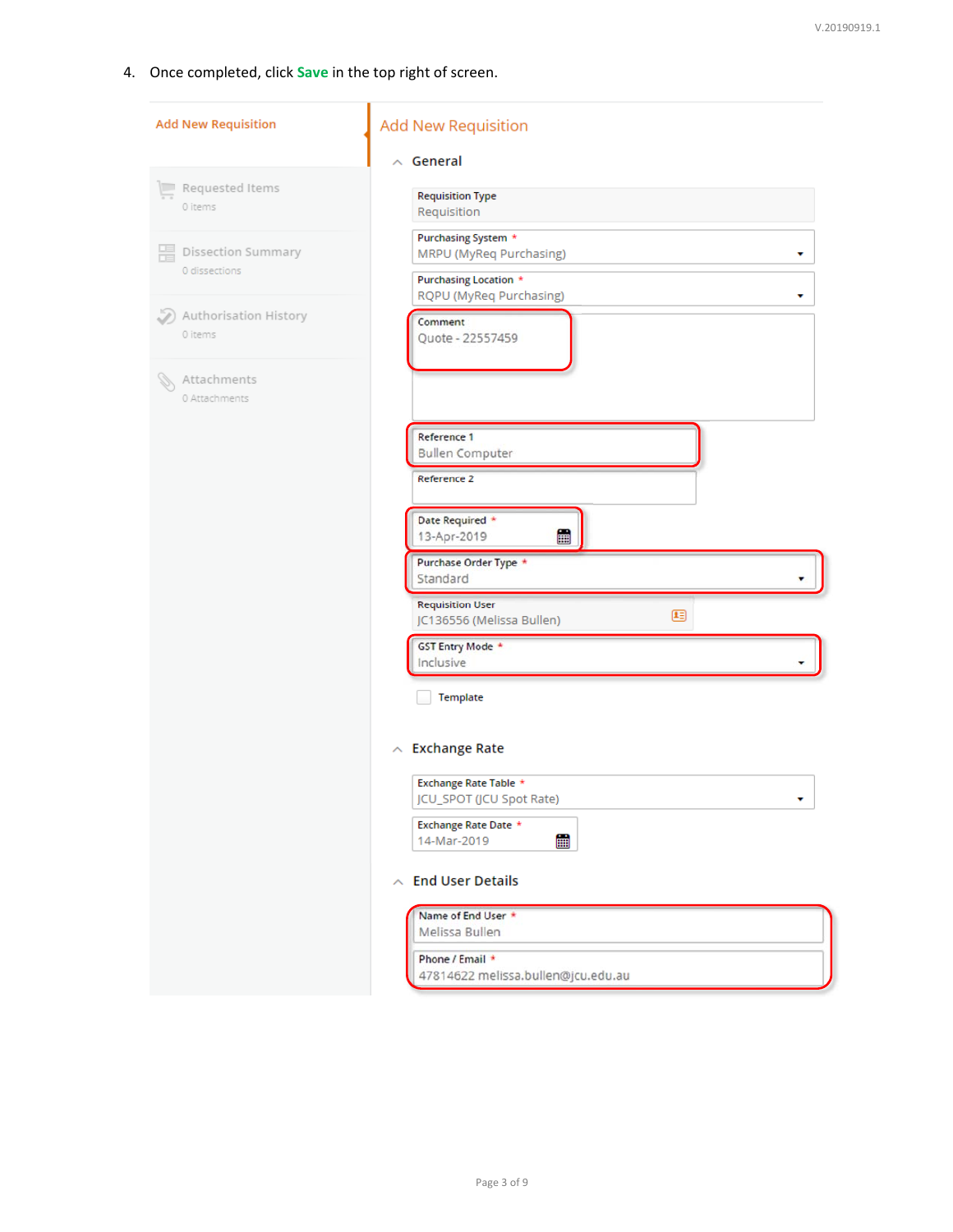4. Once completed, click **Save** in the top right of screen.

Add New Requisition

Requested Items
0 items

Dissection Summary
0 dissections

Authorisation History
0 items

Attachments
0 Attachments

Add New Requisition

General

Requisition Type
Requisition

Purchasing System *
MRPU (MyReq Purchasing)

Purchasing Location *
RQPU (MyReq Purchasing)

Comment
Quote - 22557459

Reference 1
Bullen Computer

Reference 2

Date Required *
13-Apr-2019

Purchase Order Type *
Standard

Requisition User
JC136556 (Melissa Bullen)

GST Entry Mode *
Inclusive

Template

Exchange Rate

Exchange Rate Table *
JCU_SPOT (JCU Spot Rate)

Exchange Rate Date *
14-Mar-2019

End User Details

Name of End User *
Melissa Bullen

Phone / Email *
47814622 melissa.bullen@jcu.edu.au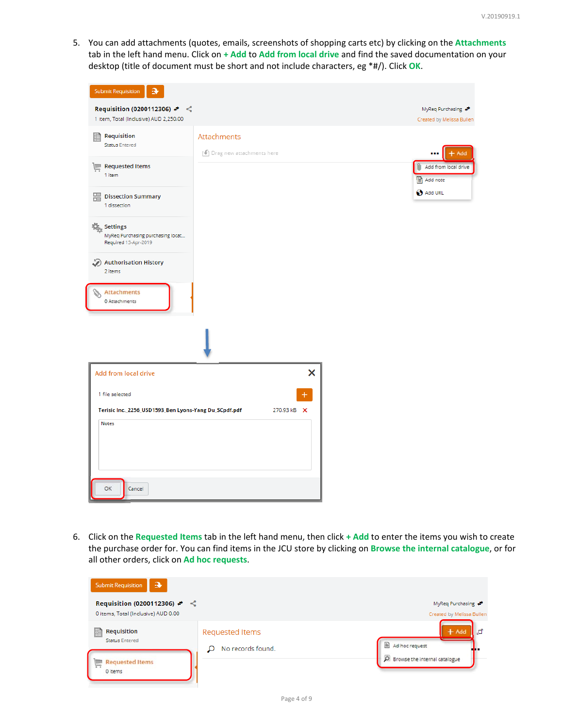5. You can add attachments (quotes, emails, screenshots of shopping carts etc) by clicking on the **Attachments** tab in the left hand menu. Click on **+ Add** to **Add from local drive** and find the saved documentation on your desktop (title of document must be short and not include characters, eg *#/). Click **OK**.

6. Click on the **Requested Items** tab in the left hand menu, then click **+ Add** to enter the items you wish to create the purchase order for. You can find items in the JCU store by clicking on **Browse the internal catalogue**, or for all other orders, click on **Ad hoc requests**.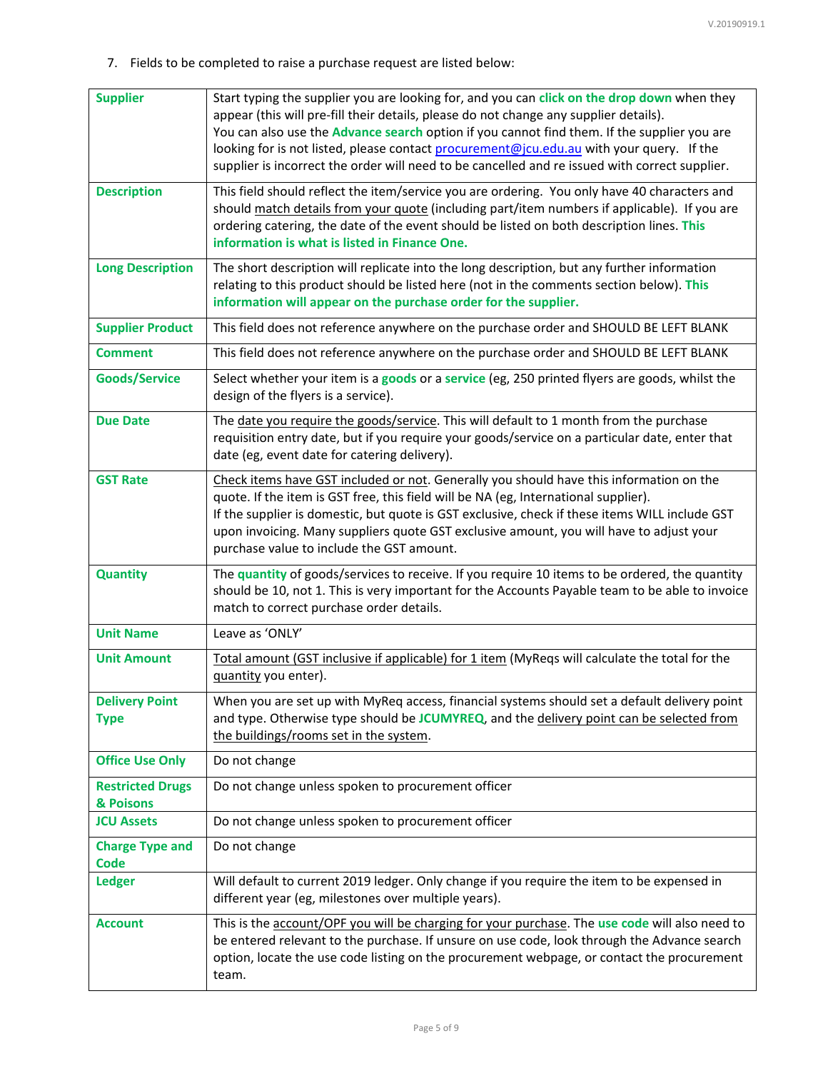7. Fields to be completed to raise a purchase request are listed below:

| | |
|---|---|
| **Supplier** | Start typing the supplier you are looking for, and you can **click on the drop down** when they appear (this will pre-fill their details, please do not change any supplier details). You can also use the **Advance search** option if you cannot find them. If the supplier you are looking for is not listed, please contact procurement@jcu.edu.au with your query. If the supplier is incorrect the order will need to be cancelled and re issued with correct supplier. |
| **Description** | This field should reflect the item/service you are ordering. You only have 40 characters and should match details from your quote (including part/item numbers if applicable). If you are ordering catering, the date of the event should be listed on both description lines. **This information is what is listed in Finance One.** |
| **Long Description** | The short description will replicate into the long description, but any further information relating to this product should be listed here (not in the comments section below). **This information will appear on the purchase order for the supplier.** |
| **Supplier Product** | This field does not reference anywhere on the purchase order and SHOULD BE LEFT BLANK |
| **Comment** | This field does not reference anywhere on the purchase order and SHOULD BE LEFT BLANK |
| **Goods/Service** | Select whether your item is a **goods** or a **service** (eg, 250 printed flyers are goods, whilst the design of the flyers is a service). |
| **Due Date** | The date you require the goods/service. This will default to 1 month from the purchase requisition entry date, but if you require your goods/service on a particular date, enter that date (eg, event date for catering delivery). |
| **GST Rate** | Check items have GST included or not. Generally you should have this information on the quote. If the item is GST free, this field will be NA (eg, International supplier). If the supplier is domestic, but quote is GST exclusive, check if these items WILL include GST upon invoicing. Many suppliers quote GST exclusive amount, you will have to adjust your purchase value to include the GST amount. |
| **Quantity** | The **quantity** of goods/services to receive. If you require 10 items to be ordered, the quantity should be 10, not 1. This is very important for the Accounts Payable team to be able to invoice match to correct purchase order details. |
| **Unit Name** | Leave as 'ONLY' |
| **Unit Amount** | Total amount (GST inclusive if applicable) for 1 item (MyReqs will calculate the total for the quantity you enter). |
| **Delivery Point Type** | When you are set up with MyReq access, financial systems should set a default delivery point and type. Otherwise type should be **JCUMYREQ**, and the delivery point can be selected from the buildings/rooms set in the system. |
| **Office Use Only** | Do not change |
| **Restricted Drugs & Poisons** | Do not change unless spoken to procurement officer |
| **JCU Assets** | Do not change unless spoken to procurement officer |
| **Charge Type and Code** | Do not change |
| **Ledger** | Will default to current 2019 ledger. Only change if you require the item to be expensed in different year (eg, milestones over multiple years). |
| **Account** | This is the account/OPF you will be charging for your purchase. The **use code** will also need to be entered relevant to the purchase. If unsure on use code, look through the Advance search option, locate the use code listing on the procurement webpage, or contact the procurement team. |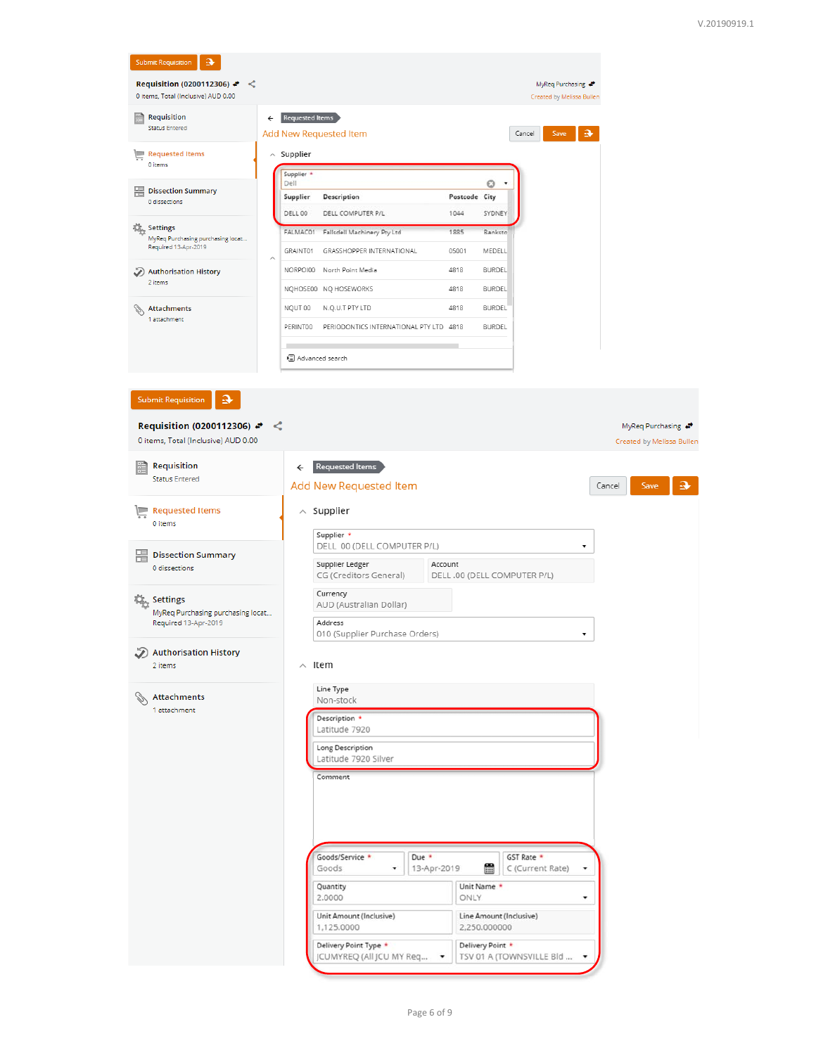V.20190919.1

Submit Requisition

Requisition (0200112306)

0 items, Total (Inclusive) AUD 0.00

MyReq Purchasing

Created by Melissa Bullen

Requisition
Status Entered

Requested Items
0 items

Dissection Summary
0 dissections

Settings
MyReq Purchasing purchasing locat...
Required 13-Apr-2019

Authorisation History
2 items

Attachments
1 attachment

Requested Items

Add New Requested Item

Cancel Save

Supplier

Supplier *
Dell

| Supplier | Description | Postcode | City |
|---|---|---|---|
| DELL 00 | DELL COMPUTER P/L | 1044 | SYDNEY |
| FALMAC01 | Fallsdell Machinery Pty Ltd | 1885 | Banksto |
| GRAINT01 | GRASSHOPPER INTERNATIONAL | 05001 | MEDELL |
| NORPOI00 | North Point Media | 4818 | BURDEL |
| NQHOSE00 | NQ HOSEWORKS | 4818 | BURDEL |
| NQUT 00 | N.Q.U.T PTY LTD | 4818 | BURDEL |
| PERINT00 | PERIODONTICS INTERNATIONAL PTY LTD | 4818 | BURDEL |

Advanced search

Submit Requisition

Requisition (0200112306)

0 items, Total (Inclusive) AUD 0.00

MyReq Purchasing

Created by Melissa Bullen

Requisition
Status Entered

Requested Items
0 items

Dissection Summary
0 dissections

Settings
MyReq Purchasing purchasing locat...
Required 13-Apr-2019

Authorisation History
2 items

Attachments
1 attachment

Requested Items

Add New Requested Item

Cancel Save

Supplier

Supplier *
DELL 00 (DELL COMPUTER P/L)

Supplier Ledger
CG (Creditors General)

Account
DELL .00 (DELL COMPUTER P/L)

Currency
AUD (Australian Dollar)

Address
010 (Supplier Purchase Orders)

Item

Line Type
Non-stock

Description *
Latitude 7920

Long Description
Latitude 7920 Silver

Comment

Goods/Service *
Goods

Due *
13-Apr-2019

GST Rate *
C (Current Rate)

Quantity
2.0000

Unit Name *
ONLY

Unit Amount (Inclusive)
1,125.0000

Line Amount (Inclusive)
2,250.000000

Delivery Point Type *
JCUMYREQ (All JCU MY Req...

Delivery Point *
TSV 01 A (TOWNSVILLE Bld ...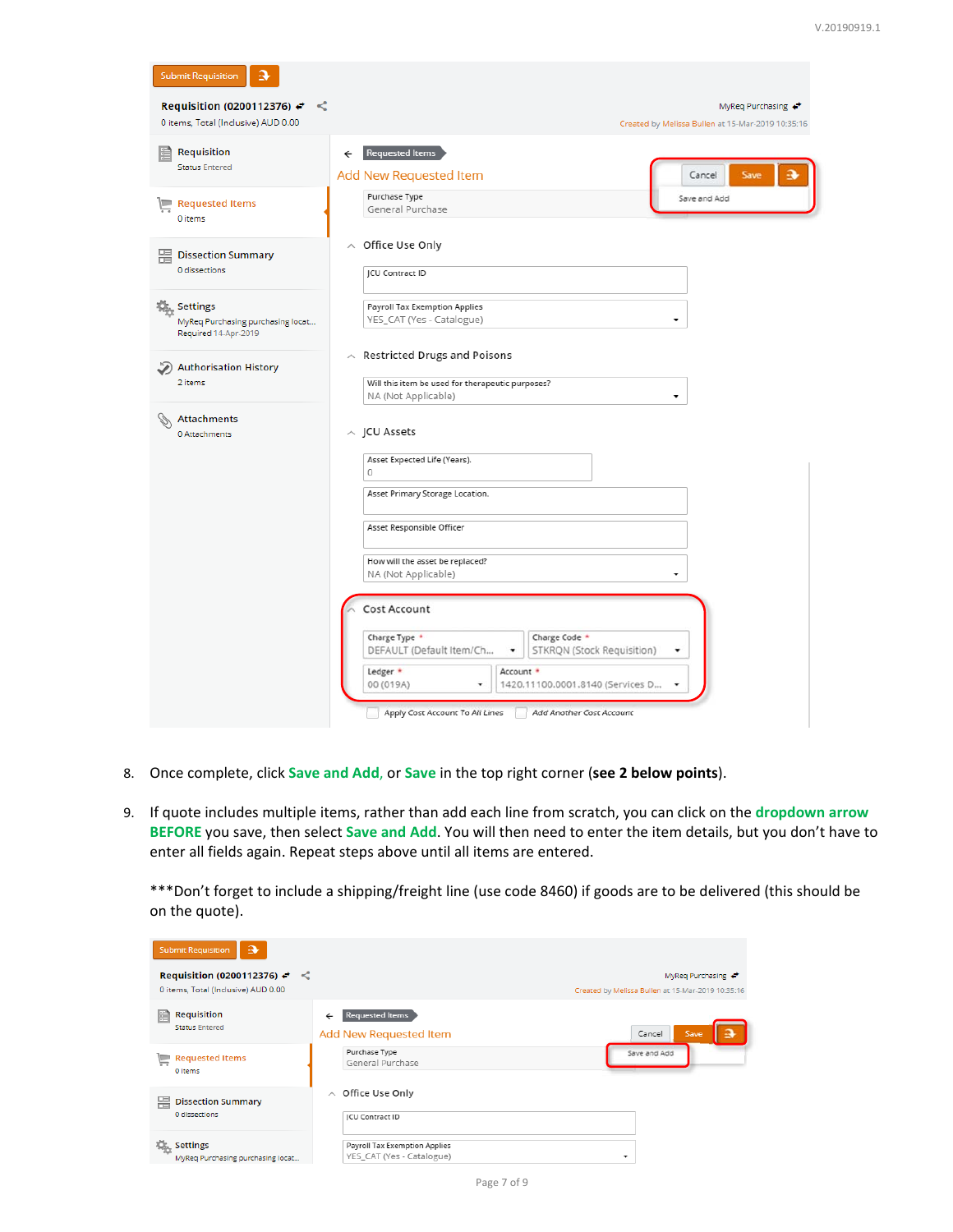8. Once complete, click **Save and Add**, or **Save** in the top right corner (**see 2 below points**).

9. If quote includes multiple items, rather than add each line from scratch, you can click on the **dropdown arrow BEFORE** you save, then select **Save and Add**. You will then need to enter the item details, but you don't have to enter all fields again. Repeat steps above until all items are entered.

   ***Don't forget to include a shipping/freight line (use code 8460) if goods are to be delivered (this should be on the quote).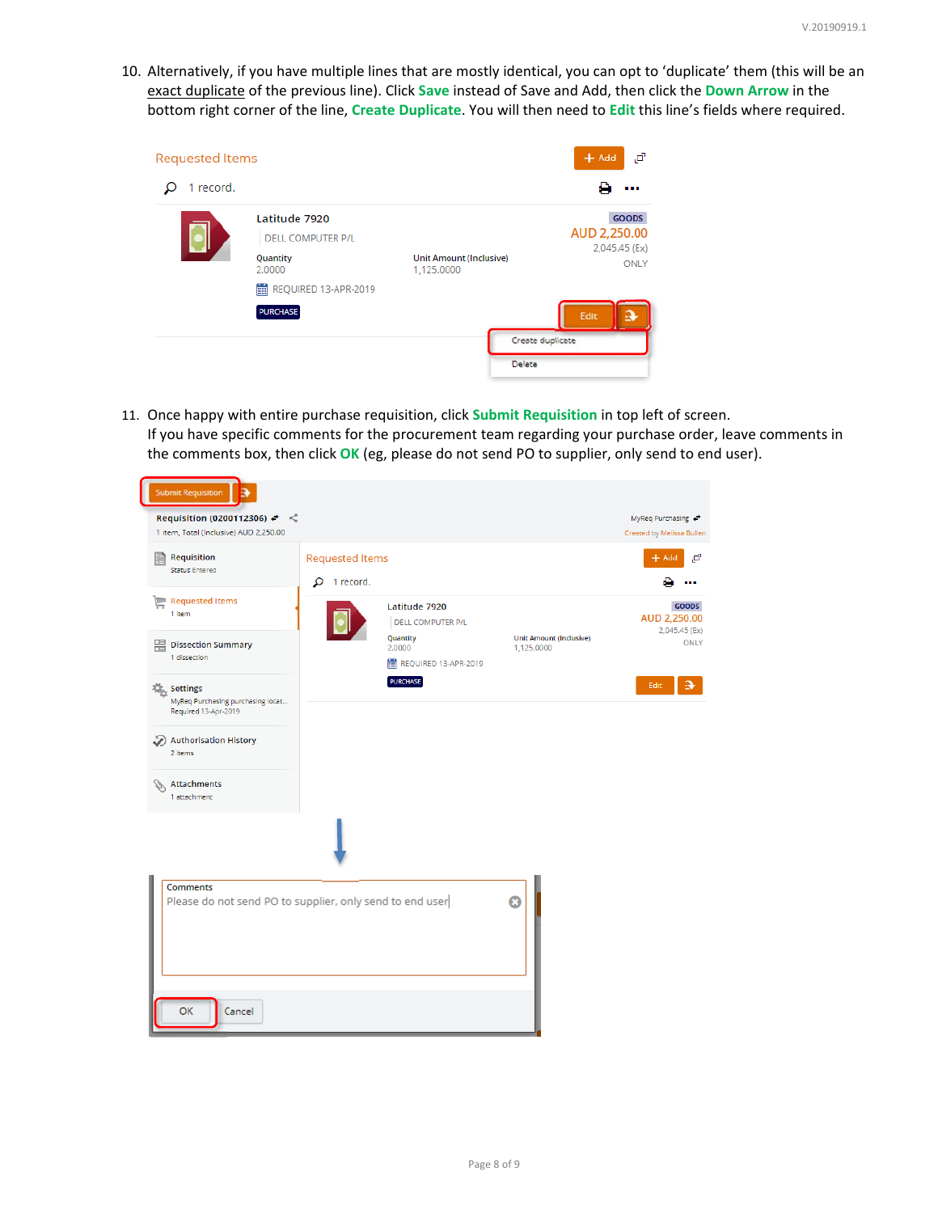10. Alternatively, if you have multiple lines that are mostly identical, you can opt to 'duplicate' them (this will be an exact duplicate of the previous line). Click **Save** instead of Save and Add, then click the **Down Arrow** in the bottom right corner of the line, **Create Duplicate**. You will then need to **Edit** this line's fields where required.

11. Once happy with entire purchase requisition, click **Submit Requisition** in top left of screen.
    If you have specific comments for the procurement team regarding your purchase order, leave comments in the comments box, then click **OK** (eg, please do not send PO to supplier, only send to end user).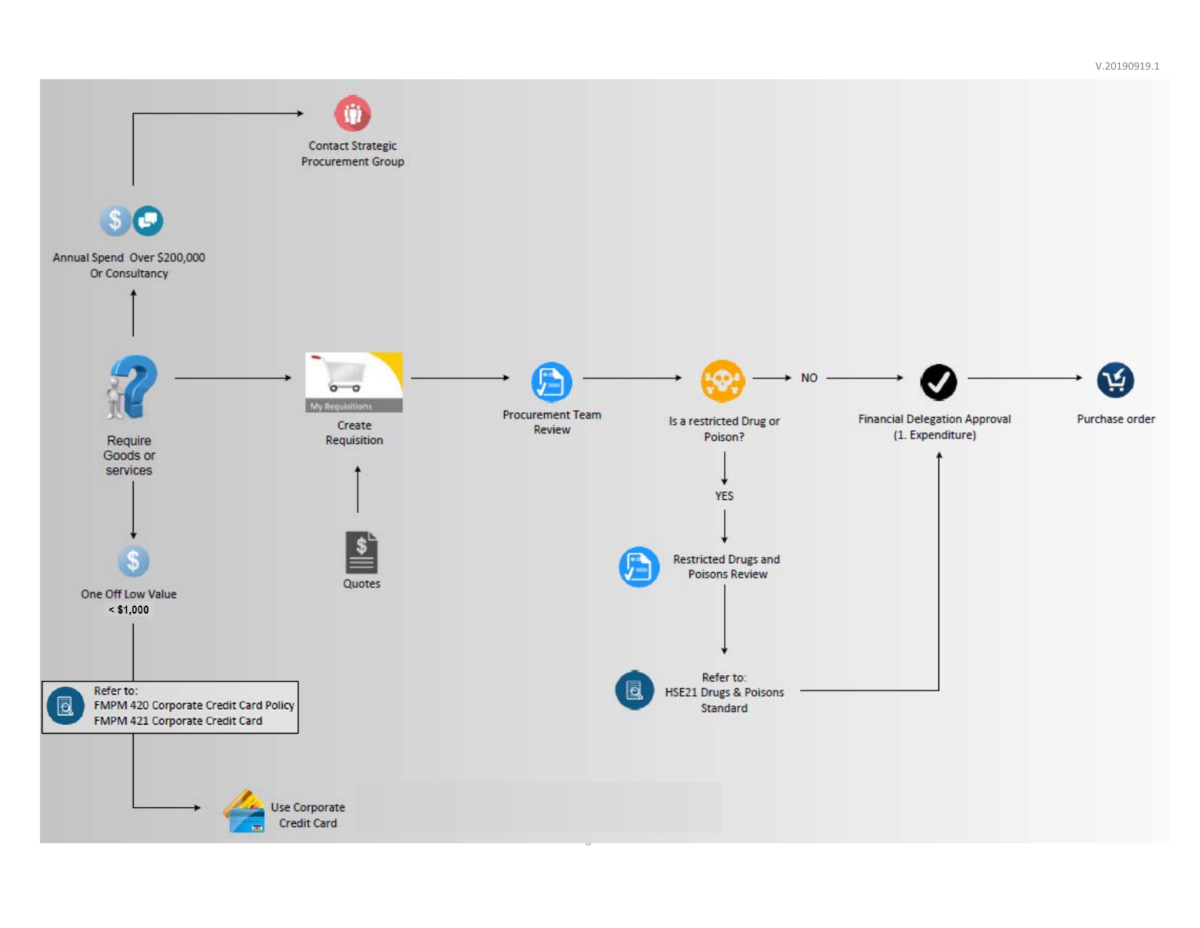V.20190919.1

Contact Strategic Procurement Group

Annual Spend Over $200,000
Or Consultancy

Require Goods or services

Create Requisition

Procurement Team Review

Is a restricted Drug or Poison?

NO

Financial Delegation Approval
(1. Expenditure)

Purchase order

Quotes

YES

Restricted Drugs and Poisons Review

Refer to:
HSE21 Drugs & Poisons Standard

One Off Low Value
< $1,000

Refer to:
FMPM 420 Corporate Credit Card Policy
FMPM 421 Corporate Credit Card

Use Corporate Credit Card